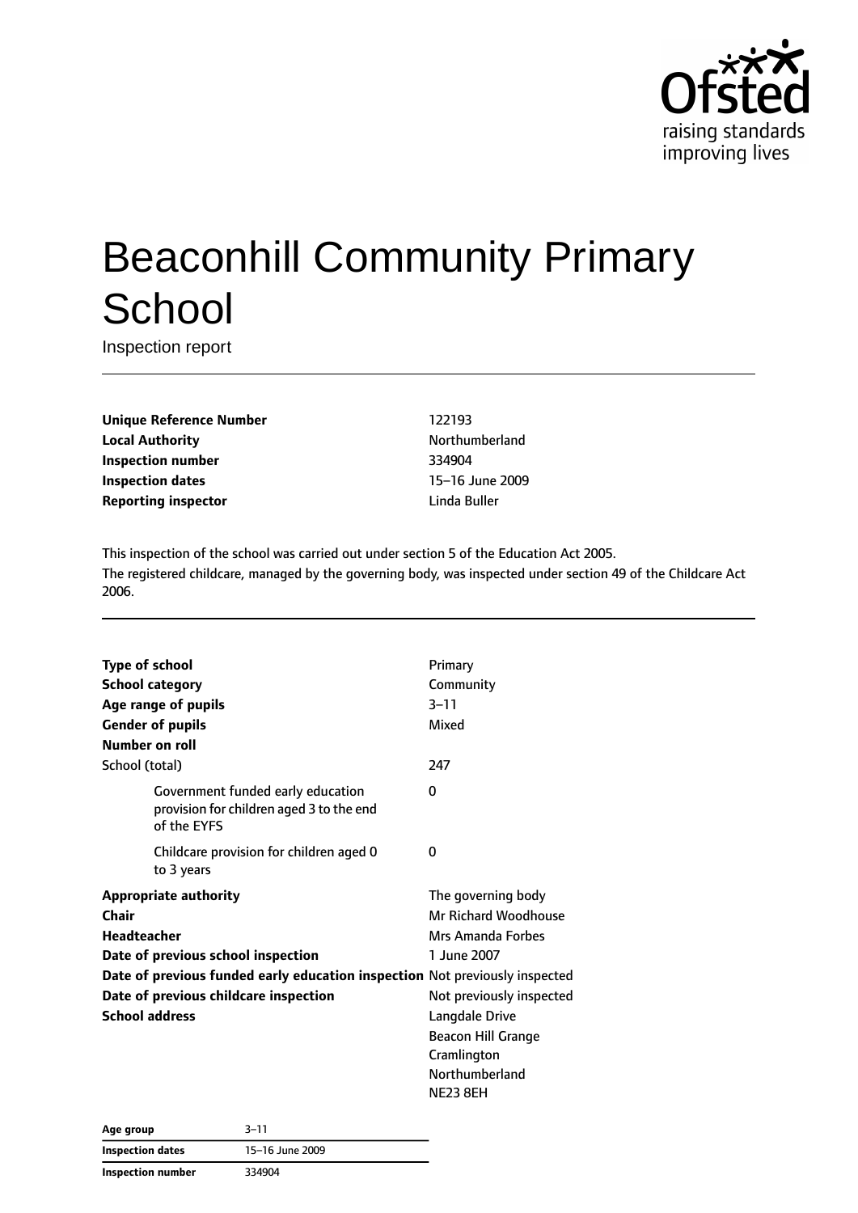# Beaconhill Community Primary School

Inspection report

| | |
|---|---|
| **Unique Reference Number** | 122193 |
| **Local Authority** | Northumberland |
| **Inspection number** | 334904 |
| **Inspection dates** | 15–16 June 2009 |
| **Reporting inspector** | Linda Buller |

This inspection of the school was carried out under section 5 of the Education Act 2005.
The registered childcare, managed by the governing body, was inspected under section 49 of the Childcare Act 2006.

| | |
|---|---|
| **Type of school** | Primary |
| **School category** | Community |
| **Age range of pupils** | 3–11 |
| **Gender of pupils** | Mixed |
| **Number on roll** | |
| School (total) | 247 |
| Government funded early education provision for children aged 3 to the end of the EYFS | 0 |
| Childcare provision for children aged 0 to 3 years | 0 |
| **Appropriate authority** | The governing body |
| **Chair** | Mr Richard Woodhouse |
| **Headteacher** | Mrs Amanda Forbes |
| **Date of previous school inspection** | 1 June 2007 |
| **Date of previous funded early education inspection** | Not previously inspected |
| **Date of previous childcare inspection** | Not previously inspected |
| **School address** | Langdale Drive<br>Beacon Hill Grange<br>Cramlington<br>Northumberland<br>NE23 8EH |

| | |
|---|---|
| **Age group** | 3–11 |
| **Inspection dates** | 15–16 June 2009 |
| **Inspection number** | 334904 |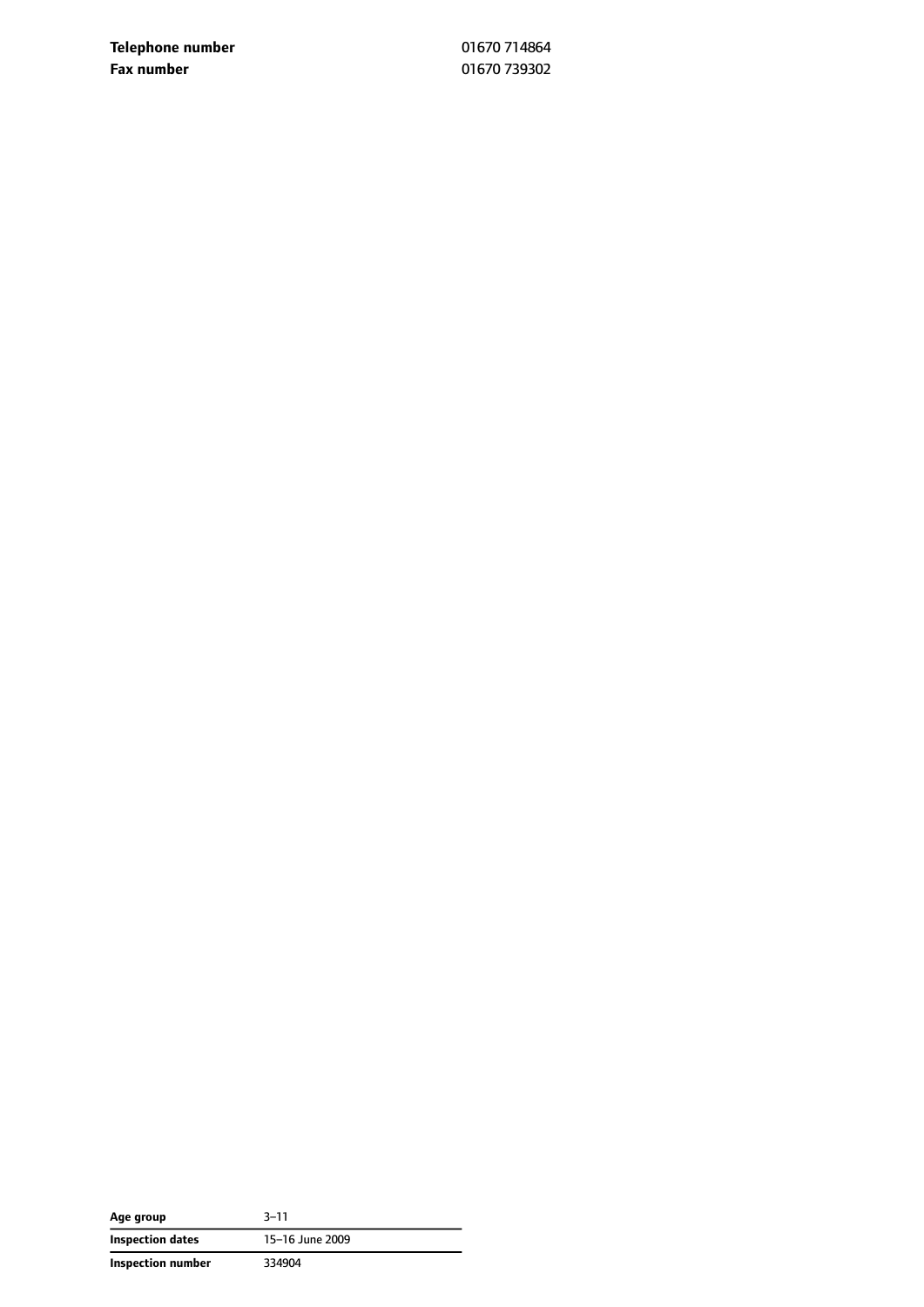| | |
|---|---|
| **Telephone number** | 01670 714864 |
| **Fax number** | 01670 739302 |

| | |
|---|---|
| **Age group** | 3–11 |
| **Inspection dates** | 15–16 June 2009 |
| **Inspection number** | 334904 |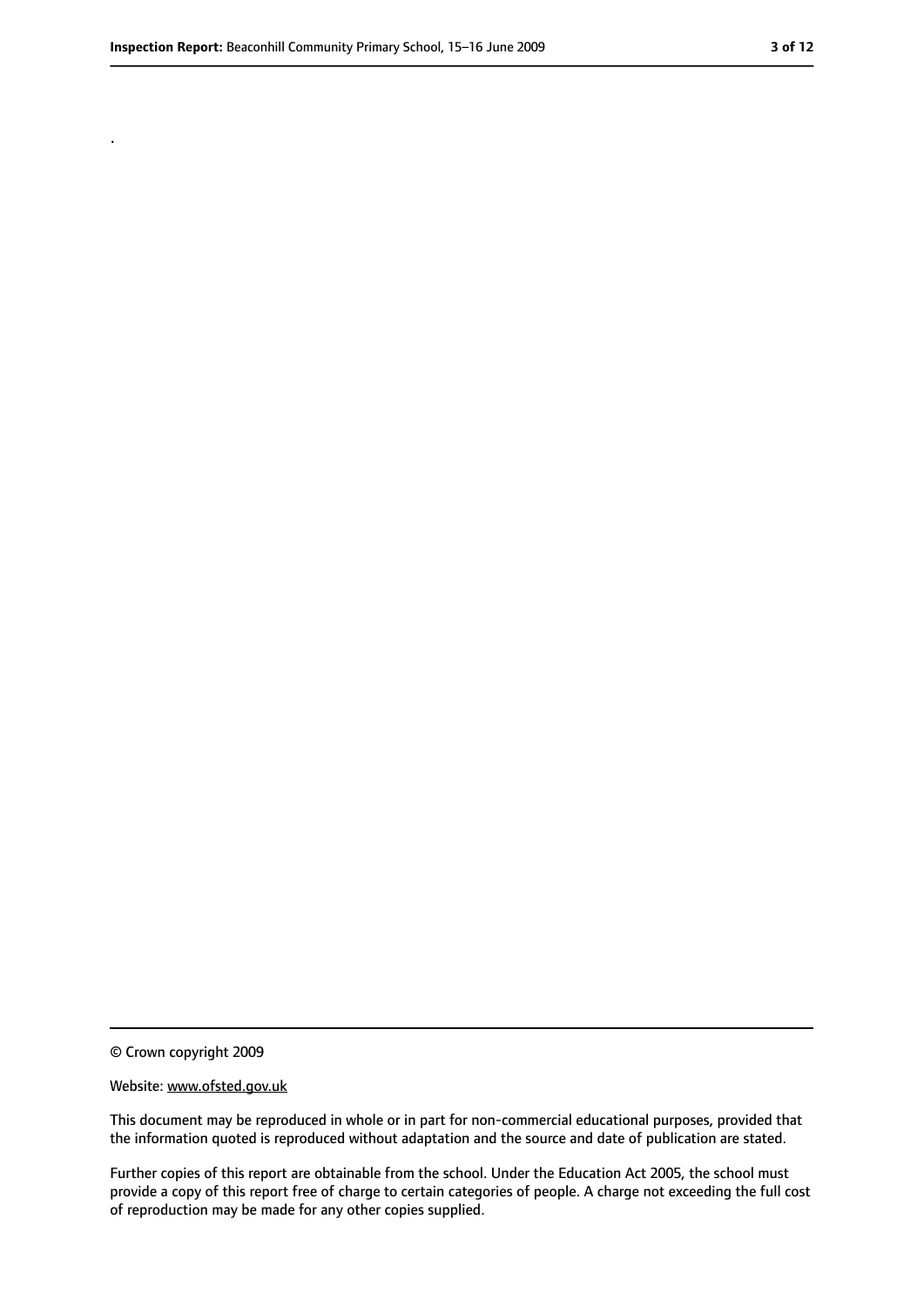.

© Crown copyright 2009

Website: www.ofsted.gov.uk

This document may be reproduced in whole or in part for non-commercial educational purposes, provided that the information quoted is reproduced without adaptation and the source and date of publication are stated.

Further copies of this report are obtainable from the school. Under the Education Act 2005, the school must provide a copy of this report free of charge to certain categories of people. A charge not exceeding the full cost of reproduction may be made for any other copies supplied.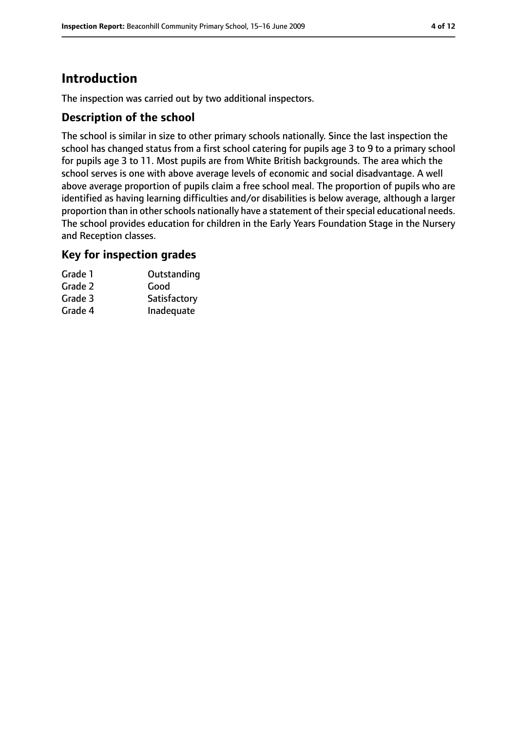# Introduction

The inspection was carried out by two additional inspectors.

## Description of the school

The school is similar in size to other primary schools nationally. Since the last inspection the school has changed status from a first school catering for pupils age 3 to 9 to a primary school for pupils age 3 to 11. Most pupils are from White British backgrounds. The area which the school serves is one with above average levels of economic and social disadvantage. A well above average proportion of pupils claim a free school meal. The proportion of pupils who are identified as having learning difficulties and/or disabilities is below average, although a larger proportion than in other schools nationally have a statement of their special educational needs. The school provides education for children in the Early Years Foundation Stage in the Nursery and Reception classes.

## Key for inspection grades

| | |
|---|---|
| Grade 1 | Outstanding |
| Grade 2 | Good |
| Grade 3 | Satisfactory |
| Grade 4 | Inadequate |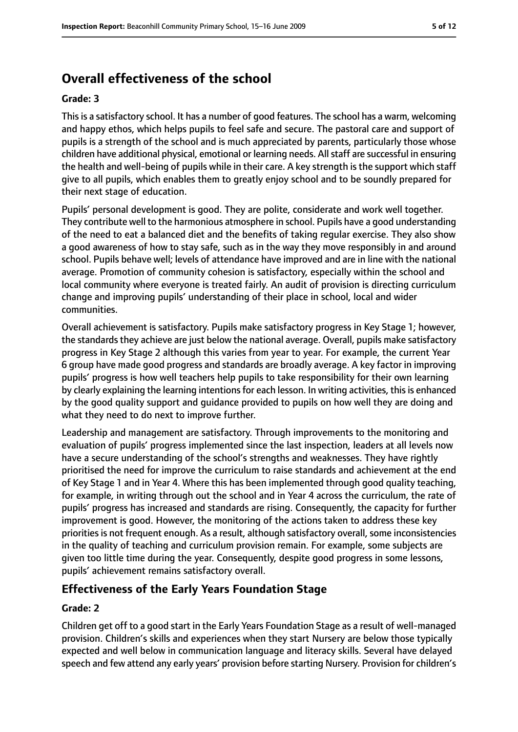## Overall effectiveness of the school

**Grade: 3**

This is a satisfactory school. It has a number of good features. The school has a warm, welcoming and happy ethos, which helps pupils to feel safe and secure. The pastoral care and support of pupils is a strength of the school and is much appreciated by parents, particularly those whose children have additional physical, emotional or learning needs. All staff are successful in ensuring the health and well-being of pupils while in their care. A key strength is the support which staff give to all pupils, which enables them to greatly enjoy school and to be soundly prepared for their next stage of education.

Pupils' personal development is good. They are polite, considerate and work well together. They contribute well to the harmonious atmosphere in school. Pupils have a good understanding of the need to eat a balanced diet and the benefits of taking regular exercise. They also show a good awareness of how to stay safe, such as in the way they move responsibly in and around school. Pupils behave well; levels of attendance have improved and are in line with the national average. Promotion of community cohesion is satisfactory, especially within the school and local community where everyone is treated fairly. An audit of provision is directing curriculum change and improving pupils' understanding of their place in school, local and wider communities.

Overall achievement is satisfactory. Pupils make satisfactory progress in Key Stage 1; however, the standards they achieve are just below the national average. Overall, pupils make satisfactory progress in Key Stage 2 although this varies from year to year. For example, the current Year 6 group have made good progress and standards are broadly average. A key factor in improving pupils' progress is how well teachers help pupils to take responsibility for their own learning by clearly explaining the learning intentions for each lesson. In writing activities, this is enhanced by the good quality support and guidance provided to pupils on how well they are doing and what they need to do next to improve further.

Leadership and management are satisfactory. Through improvements to the monitoring and evaluation of pupils' progress implemented since the last inspection, leaders at all levels now have a secure understanding of the school's strengths and weaknesses. They have rightly prioritised the need for improve the curriculum to raise standards and achievement at the end of Key Stage 1 and in Year 4. Where this has been implemented through good quality teaching, for example, in writing through out the school and in Year 4 across the curriculum, the rate of pupils' progress has increased and standards are rising. Consequently, the capacity for further improvement is good. However, the monitoring of the actions taken to address these key priorities is not frequent enough. As a result, although satisfactory overall, some inconsistencies in the quality of teaching and curriculum provision remain. For example, some subjects are given too little time during the year. Consequently, despite good progress in some lessons, pupils' achievement remains satisfactory overall.

### Effectiveness of the Early Years Foundation Stage

**Grade: 2**

Children get off to a good start in the Early Years Foundation Stage as a result of well-managed provision. Children's skills and experiences when they start Nursery are below those typically expected and well below in communication language and literacy skills. Several have delayed speech and few attend any early years' provision before starting Nursery. Provision for children's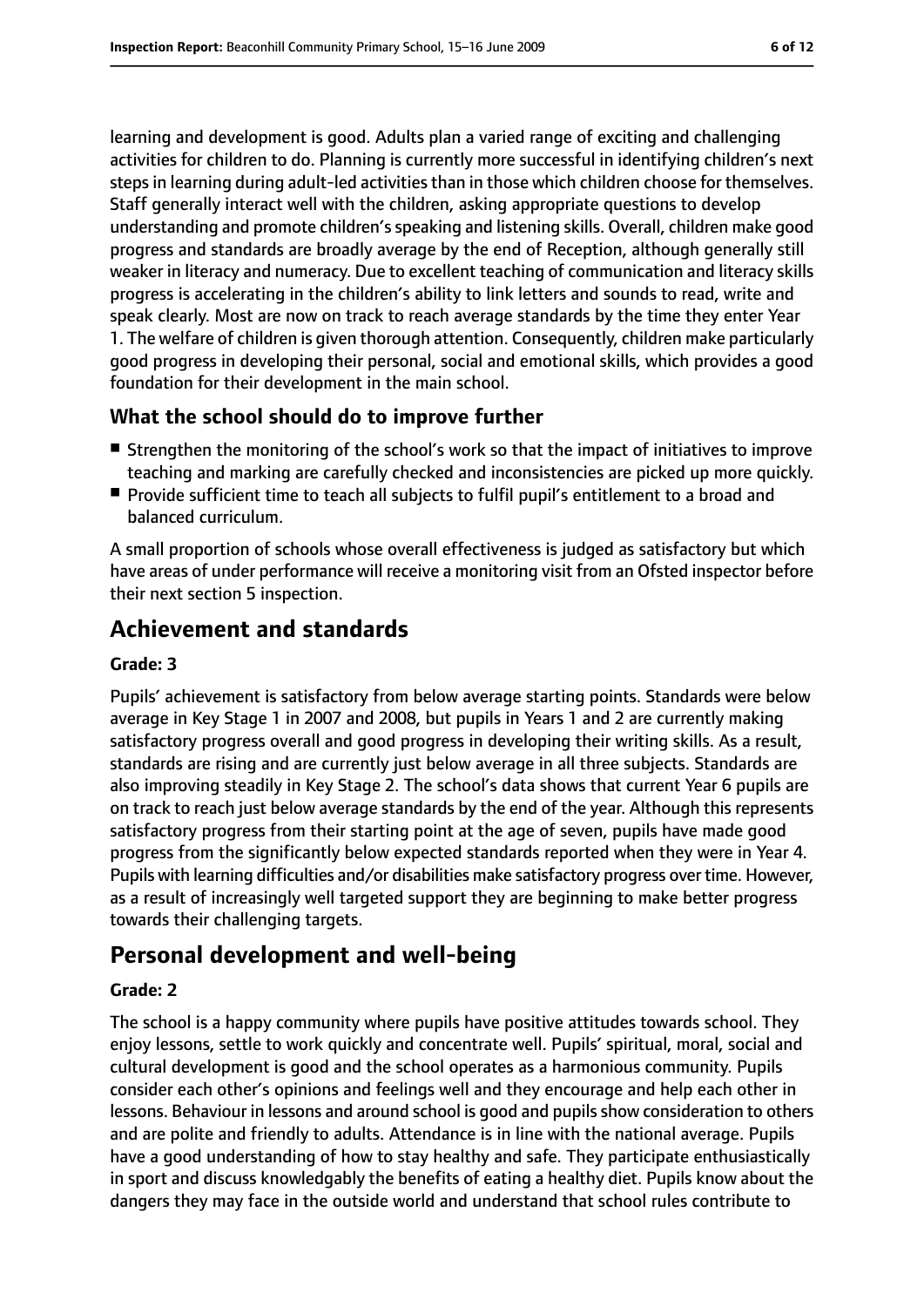learning and development is good. Adults plan a varied range of exciting and challenging activities for children to do. Planning is currently more successful in identifying children's next steps in learning during adult-led activities than in those which children choose for themselves. Staff generally interact well with the children, asking appropriate questions to develop understanding and promote children's speaking and listening skills. Overall, children make good progress and standards are broadly average by the end of Reception, although generally still weaker in literacy and numeracy. Due to excellent teaching of communication and literacy skills progress is accelerating in the children's ability to link letters and sounds to read, write and speak clearly. Most are now on track to reach average standards by the time they enter Year 1. The welfare of children is given thorough attention. Consequently, children make particularly good progress in developing their personal, social and emotional skills, which provides a good foundation for their development in the main school.

### What the school should do to improve further

- Strengthen the monitoring of the school's work so that the impact of initiatives to improve teaching and marking are carefully checked and inconsistencies are picked up more quickly.
- Provide sufficient time to teach all subjects to fulfil pupil's entitlement to a broad and balanced curriculum.

A small proportion of schools whose overall effectiveness is judged as satisfactory but which have areas of under performance will receive a monitoring visit from an Ofsted inspector before their next section 5 inspection.

## Achievement and standards

#### Grade: 3

Pupils' achievement is satisfactory from below average starting points. Standards were below average in Key Stage 1 in 2007 and 2008, but pupils in Years 1 and 2 are currently making satisfactory progress overall and good progress in developing their writing skills. As a result, standards are rising and are currently just below average in all three subjects. Standards are also improving steadily in Key Stage 2. The school's data shows that current Year 6 pupils are on track to reach just below average standards by the end of the year. Although this represents satisfactory progress from their starting point at the age of seven, pupils have made good progress from the significantly below expected standards reported when they were in Year 4. Pupils with learning difficulties and/or disabilities make satisfactory progress over time. However, as a result of increasingly well targeted support they are beginning to make better progress towards their challenging targets.

## Personal development and well-being

#### Grade: 2

The school is a happy community where pupils have positive attitudes towards school. They enjoy lessons, settle to work quickly and concentrate well. Pupils' spiritual, moral, social and cultural development is good and the school operates as a harmonious community. Pupils consider each other's opinions and feelings well and they encourage and help each other in lessons. Behaviour in lessons and around school is good and pupils show consideration to others and are polite and friendly to adults. Attendance is in line with the national average. Pupils have a good understanding of how to stay healthy and safe. They participate enthusiastically in sport and discuss knowledgably the benefits of eating a healthy diet. Pupils know about the dangers they may face in the outside world and understand that school rules contribute to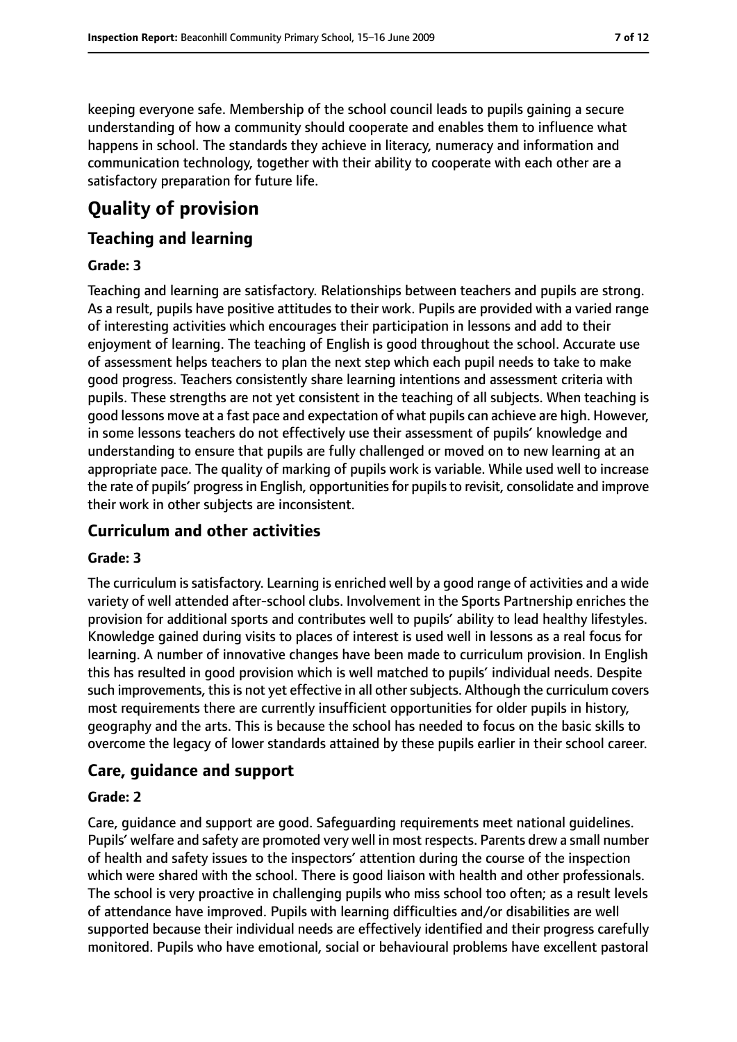keeping everyone safe. Membership of the school council leads to pupils gaining a secure understanding of how a community should cooperate and enables them to influence what happens in school. The standards they achieve in literacy, numeracy and information and communication technology, together with their ability to cooperate with each other are a satisfactory preparation for future life.

# Quality of provision

## Teaching and learning

### Grade: 3

Teaching and learning are satisfactory. Relationships between teachers and pupils are strong. As a result, pupils have positive attitudes to their work. Pupils are provided with a varied range of interesting activities which encourages their participation in lessons and add to their enjoyment of learning. The teaching of English is good throughout the school. Accurate use of assessment helps teachers to plan the next step which each pupil needs to take to make good progress. Teachers consistently share learning intentions and assessment criteria with pupils. These strengths are not yet consistent in the teaching of all subjects. When teaching is good lessons move at a fast pace and expectation of what pupils can achieve are high. However, in some lessons teachers do not effectively use their assessment of pupils' knowledge and understanding to ensure that pupils are fully challenged or moved on to new learning at an appropriate pace. The quality of marking of pupils work is variable. While used well to increase the rate of pupils' progress in English, opportunities for pupils to revisit, consolidate and improve their work in other subjects are inconsistent.

## Curriculum and other activities

### Grade: 3

The curriculum is satisfactory. Learning is enriched well by a good range of activities and a wide variety of well attended after-school clubs. Involvement in the Sports Partnership enriches the provision for additional sports and contributes well to pupils' ability to lead healthy lifestyles. Knowledge gained during visits to places of interest is used well in lessons as a real focus for learning. A number of innovative changes have been made to curriculum provision. In English this has resulted in good provision which is well matched to pupils' individual needs. Despite such improvements, this is not yet effective in all other subjects. Although the curriculum covers most requirements there are currently insufficient opportunities for older pupils in history, geography and the arts. This is because the school has needed to focus on the basic skills to overcome the legacy of lower standards attained by these pupils earlier in their school career.

## Care, guidance and support

### Grade: 2

Care, guidance and support are good. Safeguarding requirements meet national guidelines. Pupils' welfare and safety are promoted very well in most respects. Parents drew a small number of health and safety issues to the inspectors' attention during the course of the inspection which were shared with the school. There is good liaison with health and other professionals. The school is very proactive in challenging pupils who miss school too often; as a result levels of attendance have improved. Pupils with learning difficulties and/or disabilities are well supported because their individual needs are effectively identified and their progress carefully monitored. Pupils who have emotional, social or behavioural problems have excellent pastoral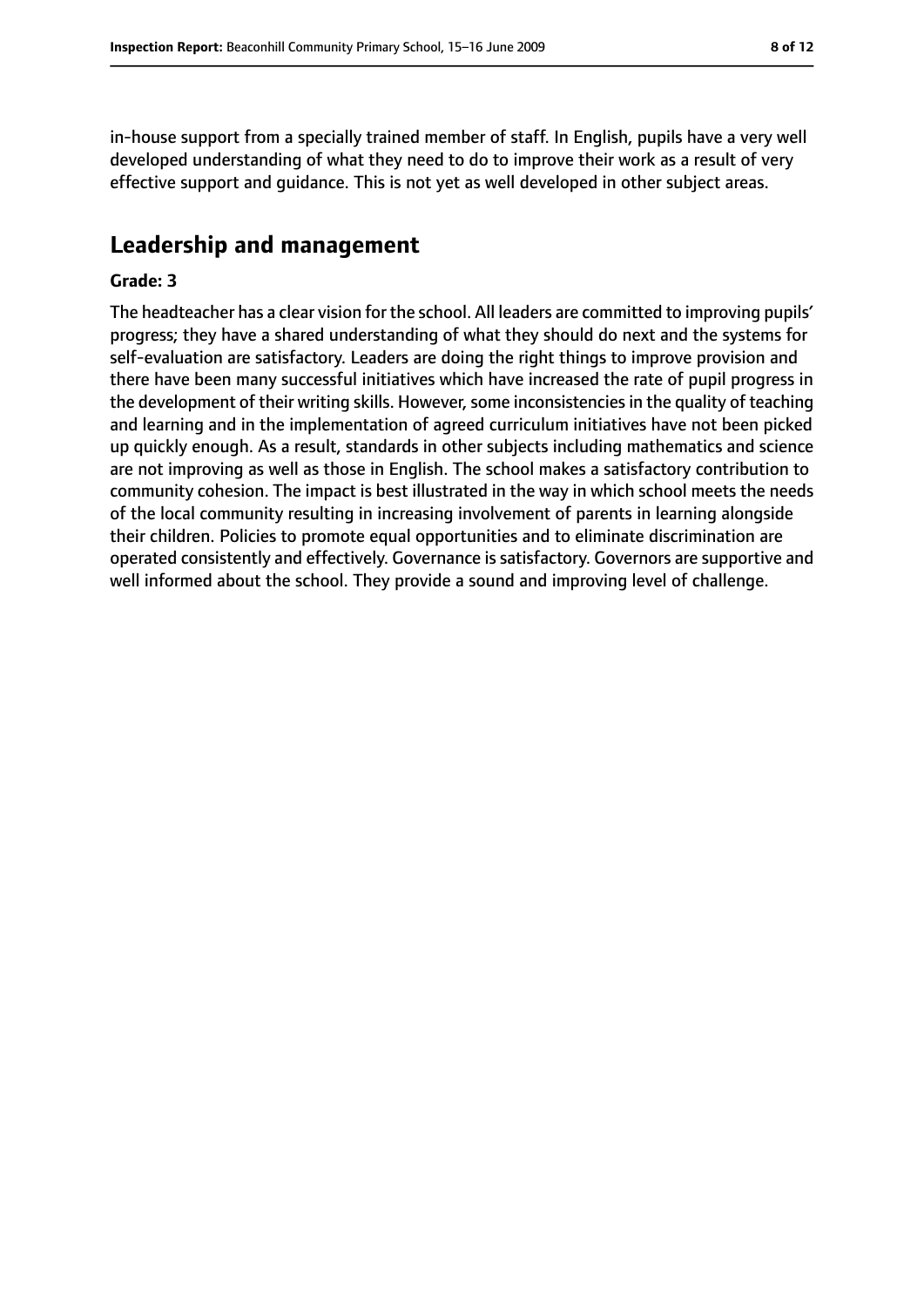in-house support from a specially trained member of staff. In English, pupils have a very well developed understanding of what they need to do to improve their work as a result of very effective support and guidance. This is not yet as well developed in other subject areas.

## Leadership and management

**Grade: 3**

The headteacher has a clear vision for the school. All leaders are committed to improving pupils' progress; they have a shared understanding of what they should do next and the systems for self-evaluation are satisfactory. Leaders are doing the right things to improve provision and there have been many successful initiatives which have increased the rate of pupil progress in the development of their writing skills. However, some inconsistencies in the quality of teaching and learning and in the implementation of agreed curriculum initiatives have not been picked up quickly enough. As a result, standards in other subjects including mathematics and science are not improving as well as those in English. The school makes a satisfactory contribution to community cohesion. The impact is best illustrated in the way in which school meets the needs of the local community resulting in increasing involvement of parents in learning alongside their children. Policies to promote equal opportunities and to eliminate discrimination are operated consistently and effectively. Governance is satisfactory. Governors are supportive and well informed about the school. They provide a sound and improving level of challenge.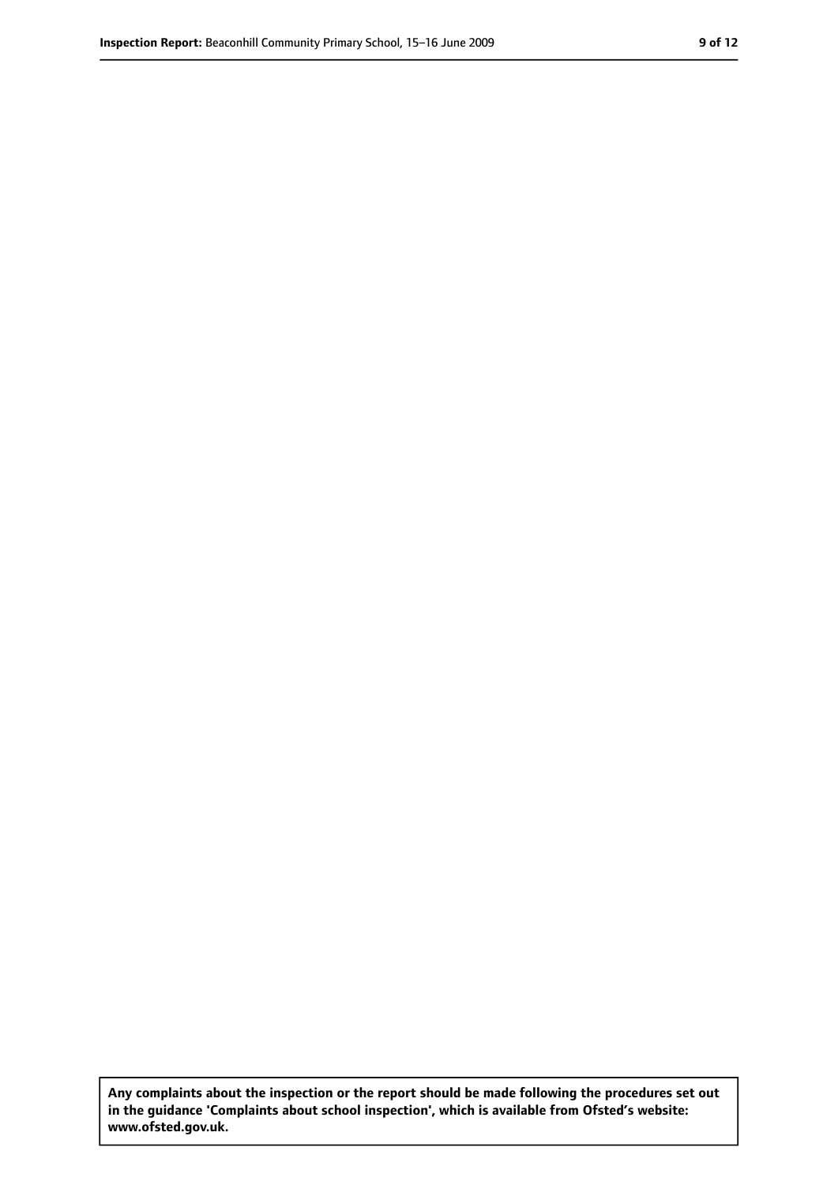**Any complaints about the inspection or the report should be made following the procedures set out in the guidance 'Complaints about school inspection', which is available from Ofsted's website: www.ofsted.gov.uk.**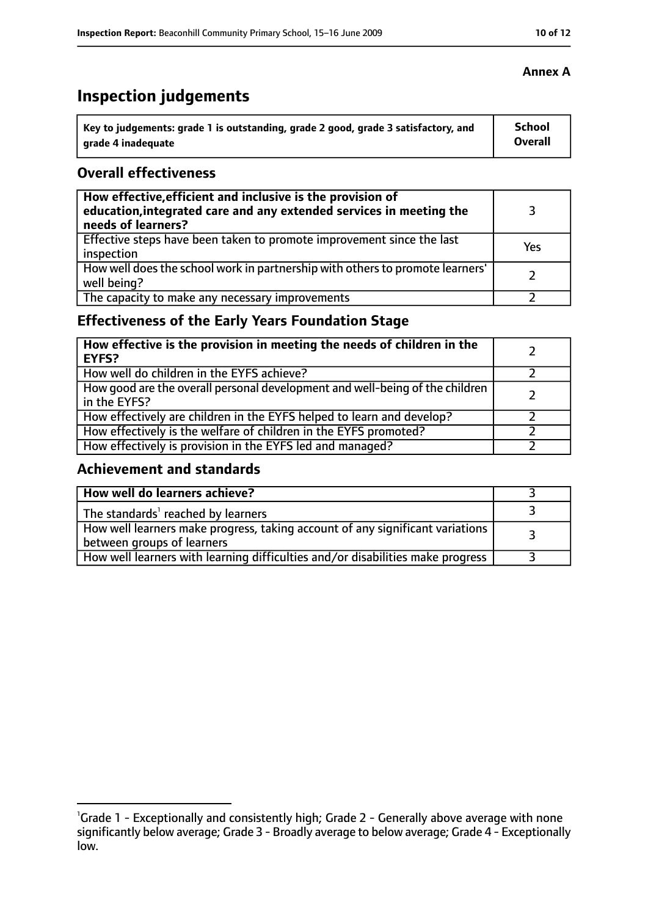**Annex A**

# Inspection judgements

| Key to judgements: grade 1 is outstanding, grade 2 good, grade 3 satisfactory, and grade 4 inadequate | School Overall |
|---|---|

## Overall effectiveness

| | |
|---|---|
| **How effective, efficient and inclusive is the provision of education, integrated care and any extended services in meeting the needs of learners?** | 3 |
| Effective steps have been taken to promote improvement since the last inspection | Yes |
| How well does the school work in partnership with others to promote learners' well being? | 2 |
| The capacity to make any necessary improvements | 2 |

## Effectiveness of the Early Years Foundation Stage

| | |
|---|---|
| **How effective is the provision in meeting the needs of children in the EYFS?** | 2 |
| How well do children in the EYFS achieve? | 2 |
| How good are the overall personal development and well-being of the children in the EYFS? | 2 |
| How effectively are children in the EYFS helped to learn and develop? | 2 |
| How effectively is the welfare of children in the EYFS promoted? | 2 |
| How effectively is provision in the EYFS led and managed? | 2 |

## Achievement and standards

| | |
|---|---|
| **How well do learners achieve?** | 3 |
| The standards[1] reached by learners | 3 |
| How well learners make progress, taking account of any significant variations between groups of learners | 3 |
| How well learners with learning difficulties and/or disabilities make progress | 3 |

[1]Grade 1 - Exceptionally and consistently high; Grade 2 - Generally above average with none significantly below average; Grade 3 - Broadly average to below average; Grade 4 - Exceptionally low.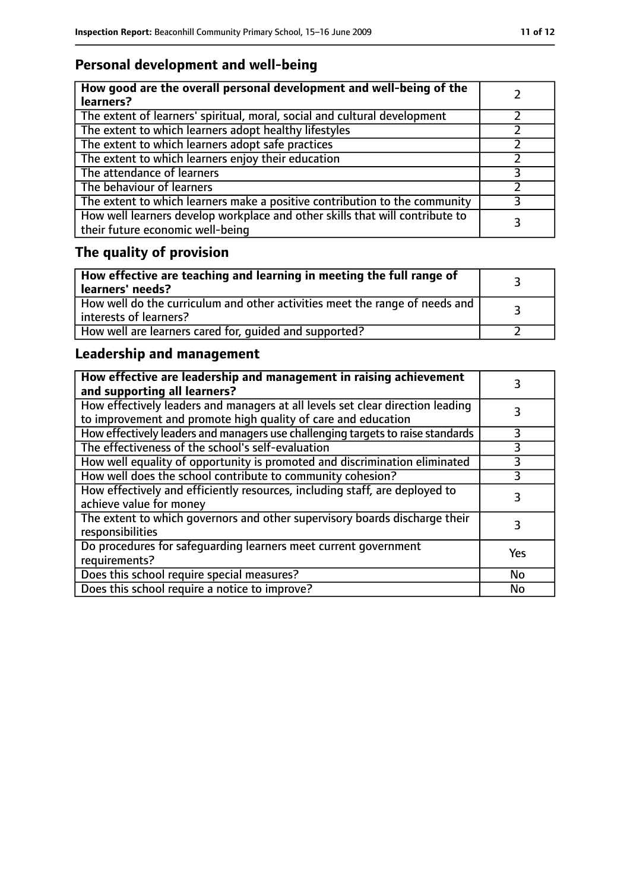## Personal development and well-being

| How good are the overall personal development and well-being of the learners? | 2 |
|---|---|
| The extent of learners' spiritual, moral, social and cultural development | 2 |
| The extent to which learners adopt healthy lifestyles | 2 |
| The extent to which learners adopt safe practices | 2 |
| The extent to which learners enjoy their education | 2 |
| The attendance of learners | 3 |
| The behaviour of learners | 2 |
| The extent to which learners make a positive contribution to the community | 3 |
| How well learners develop workplace and other skills that will contribute to their future economic well-being | 3 |

## The quality of provision

| How effective are teaching and learning in meeting the full range of learners' needs? | 3 |
|---|---|
| How well do the curriculum and other activities meet the range of needs and interests of learners? | 3 |
| How well are learners cared for, guided and supported? | 2 |

## Leadership and management

| How effective are leadership and management in raising achievement and supporting all learners? | 3 |
|---|---|
| How effectively leaders and managers at all levels set clear direction leading to improvement and promote high quality of care and education | 3 |
| How effectively leaders and managers use challenging targets to raise standards | 3 |
| The effectiveness of the school's self-evaluation | 3 |
| How well equality of opportunity is promoted and discrimination eliminated | 3 |
| How well does the school contribute to community cohesion? | 3 |
| How effectively and efficiently resources, including staff, are deployed to achieve value for money | 3 |
| The extent to which governors and other supervisory boards discharge their responsibilities | 3 |
| Do procedures for safeguarding learners meet current government requirements? | Yes |
| Does this school require special measures? | No |
| Does this school require a notice to improve? | No |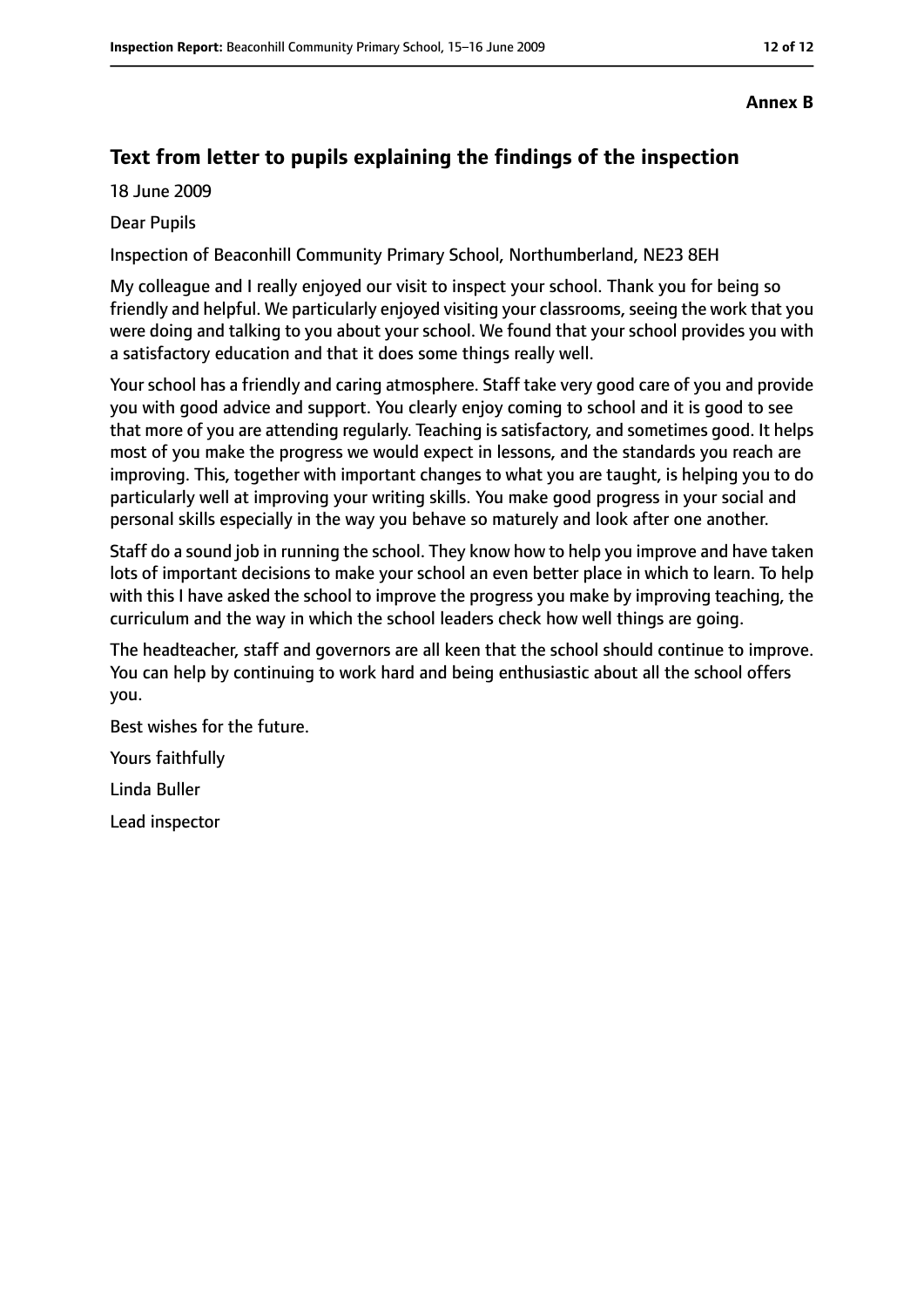**Annex B**

## Text from letter to pupils explaining the findings of the inspection

18 June 2009

Dear Pupils

Inspection of Beaconhill Community Primary School, Northumberland, NE23 8EH

My colleague and I really enjoyed our visit to inspect your school. Thank you for being so friendly and helpful. We particularly enjoyed visiting your classrooms, seeing the work that you were doing and talking to you about your school. We found that your school provides you with a satisfactory education and that it does some things really well.

Your school has a friendly and caring atmosphere. Staff take very good care of you and provide you with good advice and support. You clearly enjoy coming to school and it is good to see that more of you are attending regularly. Teaching is satisfactory, and sometimes good. It helps most of you make the progress we would expect in lessons, and the standards you reach are improving. This, together with important changes to what you are taught, is helping you to do particularly well at improving your writing skills. You make good progress in your social and personal skills especially in the way you behave so maturely and look after one another.

Staff do a sound job in running the school. They know how to help you improve and have taken lots of important decisions to make your school an even better place in which to learn. To help with this I have asked the school to improve the progress you make by improving teaching, the curriculum and the way in which the school leaders check how well things are going.

The headteacher, staff and governors are all keen that the school should continue to improve. You can help by continuing to work hard and being enthusiastic about all the school offers you.

Best wishes for the future.

Yours faithfully

Linda Buller

Lead inspector